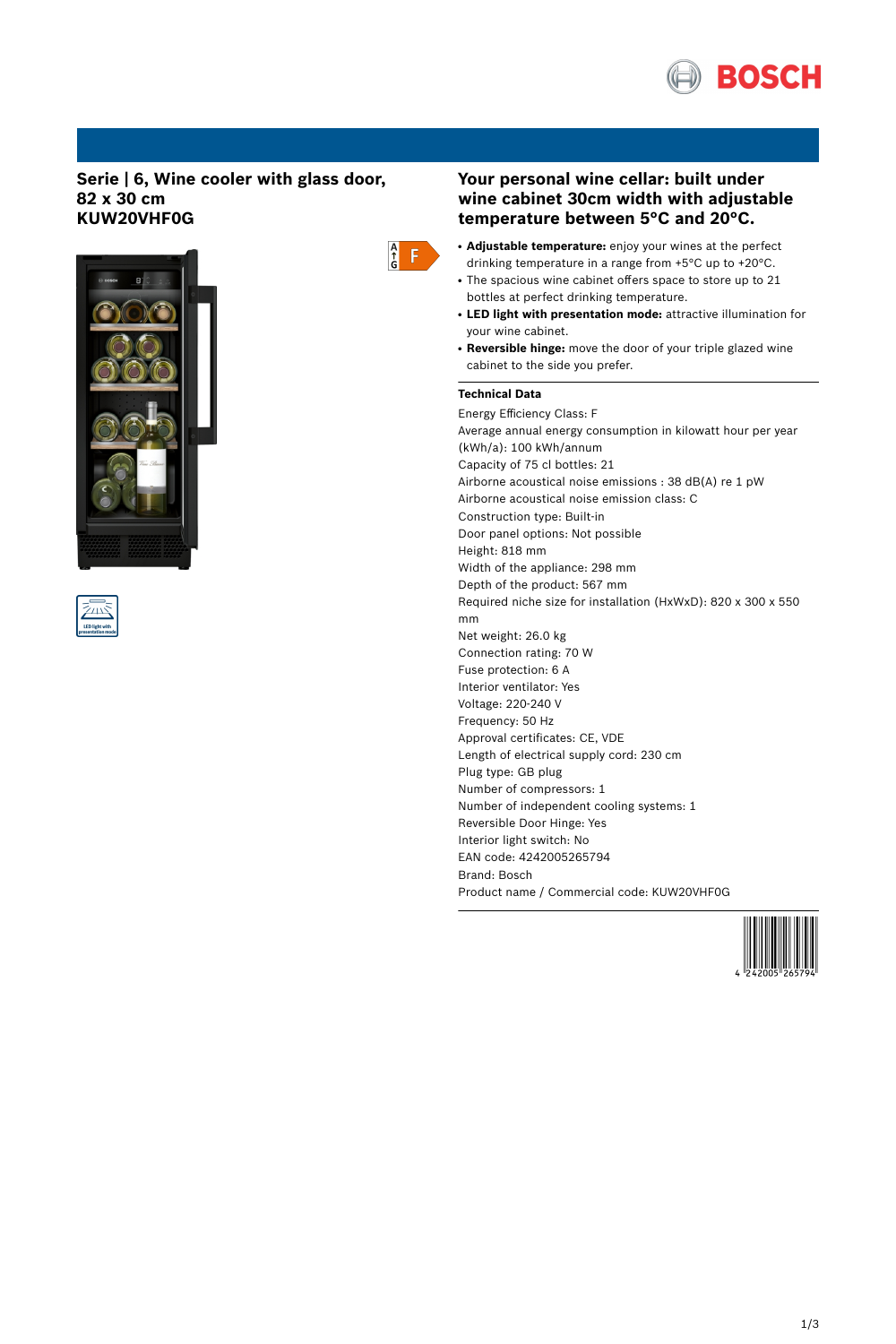## Serie | 6, Wine cooler with glass door, 82 x 30 cm
## KUW20VHF0G

## Your personal wine cellar: built under wine cabinet 30cm width with adjustable temperature between 5°C and 20°C.

- **Adjustable temperature:** enjoy your wines at the perfect drinking temperature in a range from +5°C up to +20°C.
- The spacious wine cabinet offers space to store up to 21 bottles at perfect drinking temperature.
- **LED light with presentation mode:** attractive illumination for your wine cabinet.
- **Reversible hinge:** move the door of your triple glazed wine cabinet to the side you prefer.

### Technical Data

Energy Efficiency Class: F
Average annual energy consumption in kilowatt hour per year (kWh/a): 100 kWh/annum
Capacity of 75 cl bottles: 21
Airborne acoustical noise emissions : 38 dB(A) re 1 pW
Airborne acoustical noise emission class: C
Construction type: Built-in
Door panel options: Not possible
Height: 818 mm
Width of the appliance: 298 mm
Depth of the product: 567 mm
Required niche size for installation (HxWxD): 820 x 300 x 550 mm
Net weight: 26.0 kg
Connection rating: 70 W
Fuse protection: 6 A
Interior ventilator: Yes
Voltage: 220-240 V
Frequency: 50 Hz
Approval certificates: CE, VDE
Length of electrical supply cord: 230 cm
Plug type: GB plug
Number of compressors: 1
Number of independent cooling systems: 1
Reversible Door Hinge: Yes
Interior light switch: No
EAN code: 4242005265794
Brand: Bosch
Product name / Commercial code: KUW20VHF0G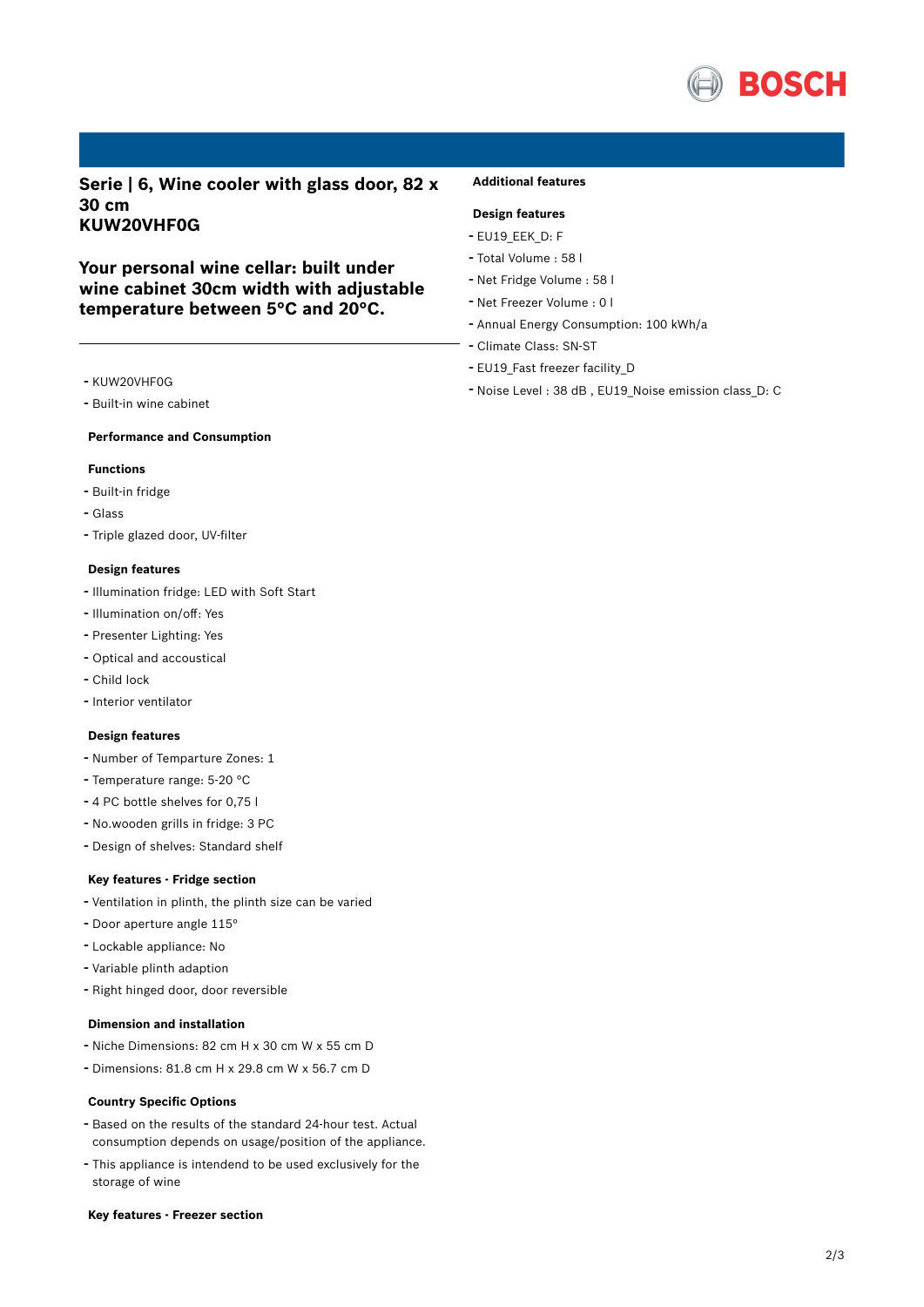## Serie | 6, Wine cooler with glass door, 82 x 30 cm KUW20VHF0G

## Your personal wine cellar: built under wine cabinet 30cm width with adjustable temperature between 5°C and 20°C.

- KUW20VHF0G
- Built-in wine cabinet

### Performance and Consumption

#### Functions

- Built-in fridge
- Glass
- Triple glazed door, UV-filter

#### Design features

- Illumination fridge: LED with Soft Start
- Illumination on/off: Yes
- Presenter Lighting: Yes
- Optical and accoustical
- Child lock
- Interior ventilator

#### Design features

- Number of Temparture Zones: 1
- Temperature range: 5-20 °C
- 4 PC bottle shelves for 0,75 l
- No.wooden grills in fridge: 3 PC
- Design of shelves: Standard shelf

#### Key features - Fridge section

- Ventilation in plinth, the plinth size can be varied
- Door aperture angle 115°
- Lockable appliance: No
- Variable plinth adaption
- Right hinged door, door reversible

#### Dimension and installation

- Niche Dimensions: 82 cm H x 30 cm W x 55 cm D
- Dimensions: 81.8 cm H x 29.8 cm W x 56.7 cm D

#### Country Specific Options

- Based on the results of the standard 24-hour test. Actual consumption depends on usage/position of the appliance.
- This appliance is intendend to be used exclusively for the storage of wine

#### Key features - Freezer section

### Additional features

#### Design features

- EU19_EEK_D: F
- Total Volume : 58 l
- Net Fridge Volume : 58 l
- Net Freezer Volume : 0 l
- Annual Energy Consumption: 100 kWh/a
- Climate Class: SN-ST
- EU19_Fast freezer facility_D
- Noise Level : 38 dB , EU19_Noise emission class_D: C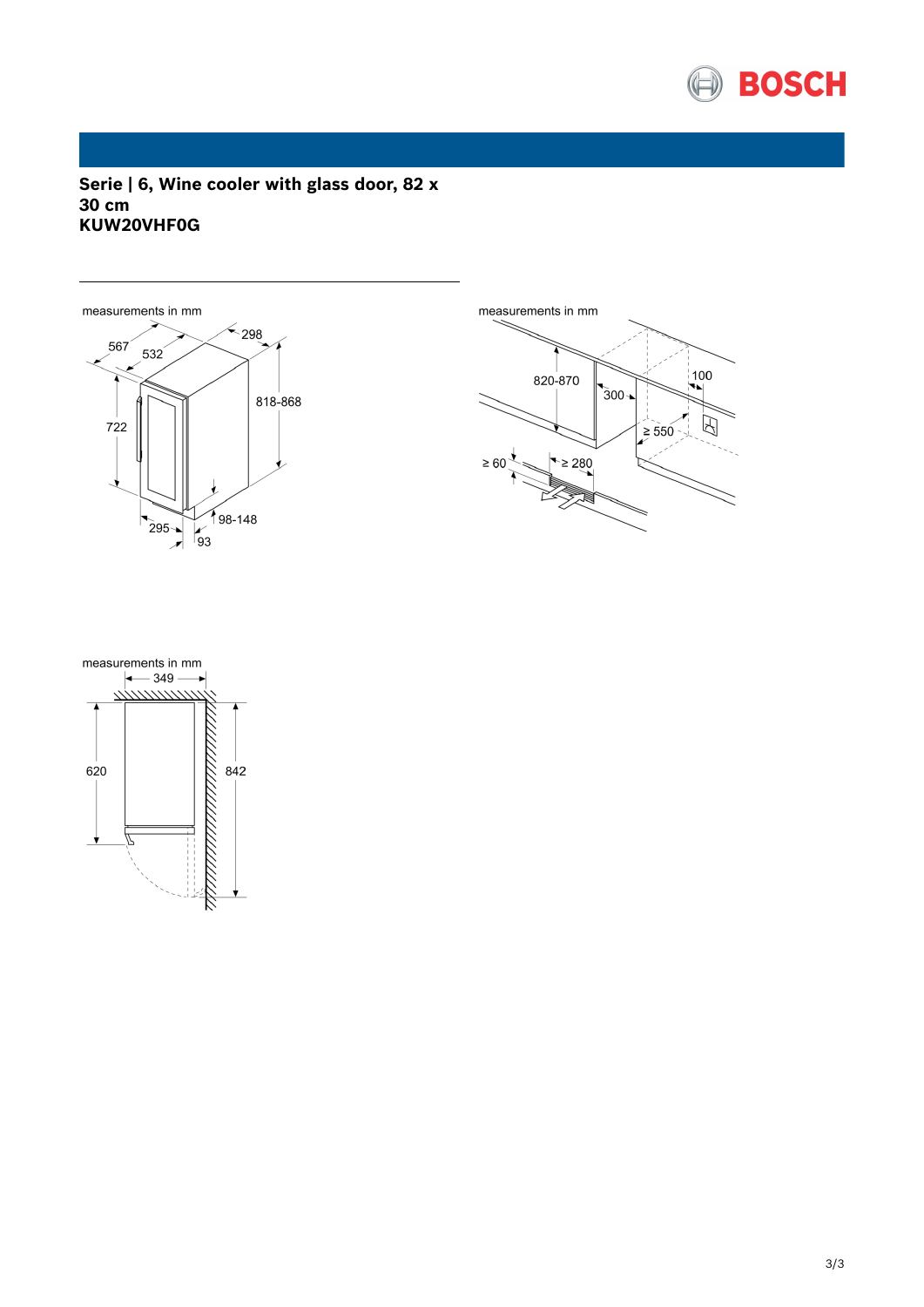# Serie | 6, Wine cooler with glass door, 82 x 30 cm
# KUW20VHF0G

measurements in mm

567
532
298
818-868
722
98-148
295
93

measurements in mm

820-870
300
100
≥ 550
≥ 60
≥ 280

measurements in mm

349
620
842